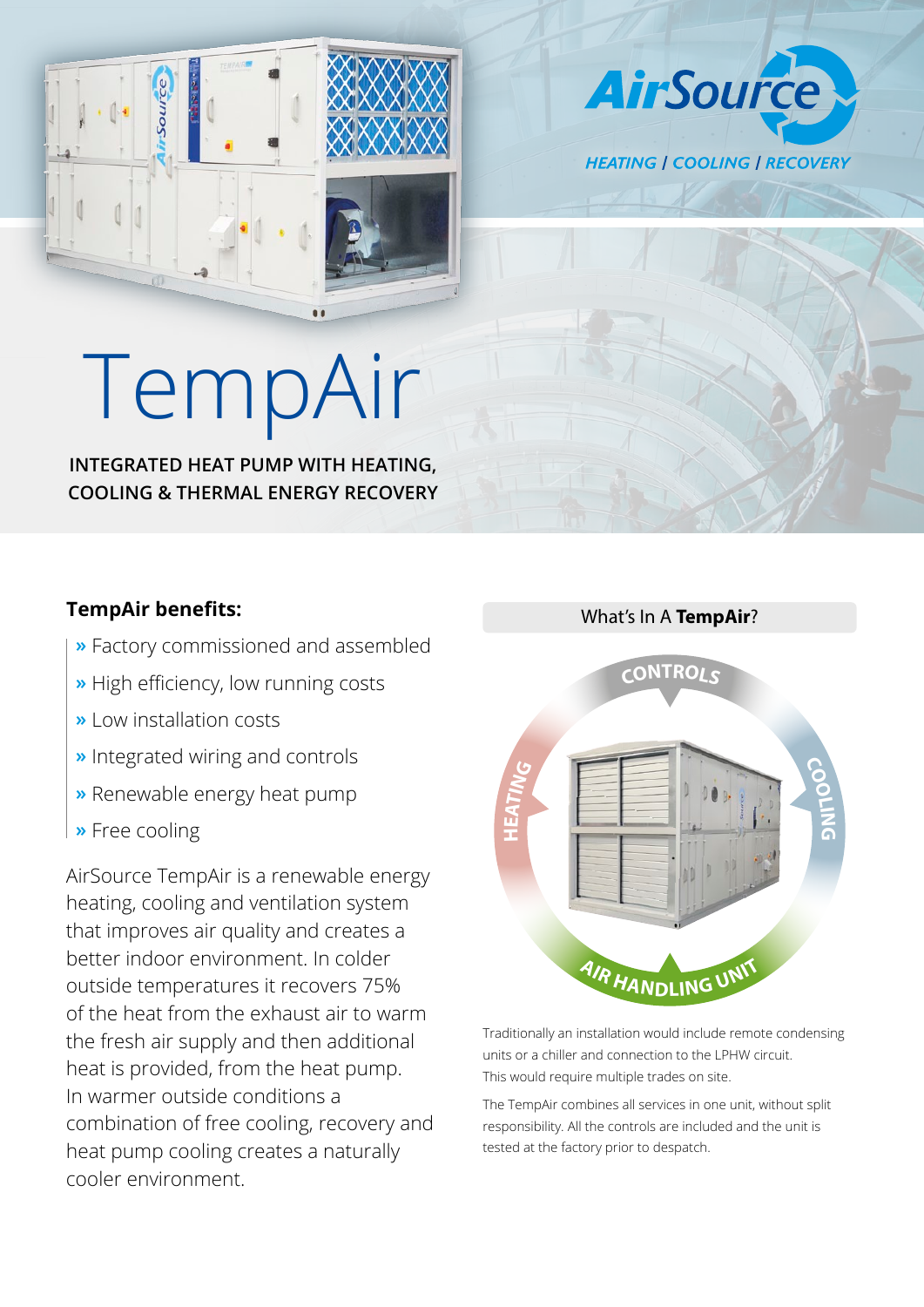AirSource

HEATING | COOLING | RECOVERY

# TempAir

**INTEGRATED HEAT PUMP WITH HEATING, COOLING & THERMAL ENERGY RECOVERY**

## TempAir benefits:

- » Factory commissioned and assembled
- » High efficiency, low running costs
- » Low installation costs
- » Integrated wiring and controls
- » Renewable energy heat pump
- » Free cooling

AirSource TempAir is a renewable energy heating, cooling and ventilation system that improves air quality and creates a better indoor environment. In colder outside temperatures it recovers 75% of the heat from the exhaust air to warm the fresh air supply and then additional heat is provided, from the heat pump. In warmer outside conditions a combination of free cooling, recovery and heat pump cooling creates a naturally cooler environment.

What's In A **TempAir**?

CONTROLS

HEATING

COOLING

AIR HANDLING UNIT

Traditionally an installation would include remote condensing units or a chiller and connection to the LPHW circuit. This would require multiple trades on site.

The TempAir combines all services in one unit, without split responsibility. All the controls are included and the unit is tested at the factory prior to despatch.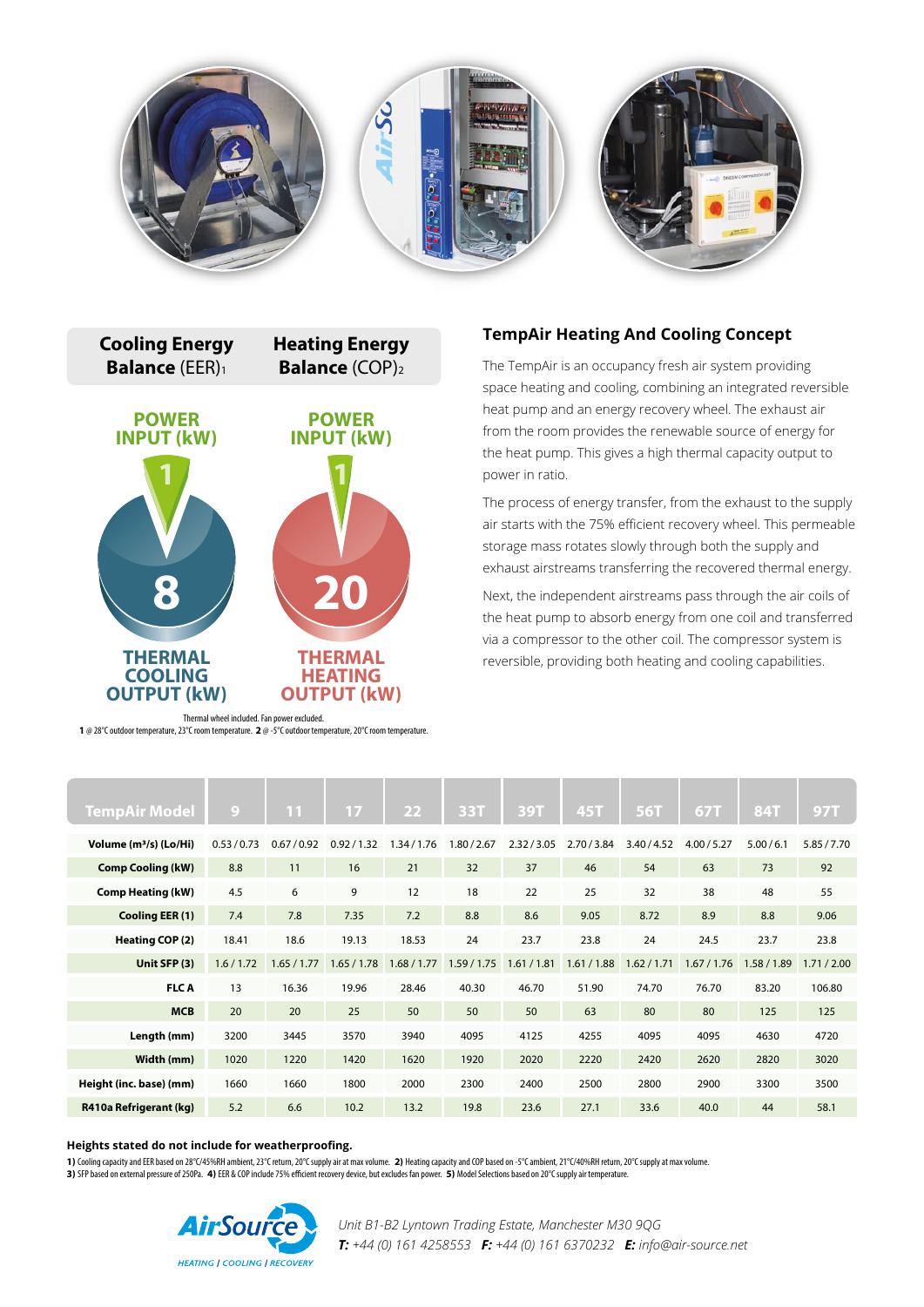**Cooling Energy Balance** (EER)[1]

**Heading Energy Balance** (COP)[2]

POWER INPUT (kW)
1
8
THERMAL COOLING OUTPUT (kW)

POWER INPUT (kW)
1
20
THERMAL HEATING OUTPUT (kW)

Thermal wheel included. Fan power excluded.
**1** @ 28°C outdoor temperature, 23°C room temperature. **2** @ -5°C outdoor temperature, 20°C room temperature.

## TempAir Heating And Cooling Concept

The TempAir is an occupancy fresh air system providing space heating and cooling, combining an integrated reversible heat pump and an energy recovery wheel. The exhaust air from the room provides the renewable source of energy for the heat pump. This gives a high thermal capacity output to power in ratio.

The process of energy transfer, from the exhaust to the supply air starts with the 75% efficient recovery wheel. This permeable storage mass rotates slowly through both the supply and exhaust airstreams transferring the recovered thermal energy.

Next, the independent airstreams pass through the air coils of the heat pump to absorb energy from one coil and transferred via a compressor to the other coil. The compressor system is reversible, providing both heating and cooling capabilities.

| TempAir Model | 9 | 11 | 17 | 22 | 33T | 39T | 45T | 56T | 67T | 84T | 97T |
|---|---|---|---|---|---|---|---|---|---|---|---|
| Volume (m³/s) (Lo/Hi) | 0.53 / 0.73 | 0.67 / 0.92 | 0.92 / 1.32 | 1.34 / 1.76 | 1.80 / 2.67 | 2.32 / 3.05 | 2.70 / 3.84 | 3.40 / 4.52 | 4.00 / 5.27 | 5.00 / 6.1 | 5.85 / 7.70 |
| Comp Cooling (kW) | 8.8 | 11 | 16 | 21 | 32 | 37 | 46 | 54 | 63 | 73 | 92 |
| Comp Heating (kW) | 4.5 | 6 | 9 | 12 | 18 | 22 | 25 | 32 | 38 | 48 | 55 |
| Cooling EER (1) | 7.4 | 7.8 | 7.35 | 7.2 | 8.8 | 8.6 | 9.05 | 8.72 | 8.9 | 8.8 | 9.06 |
| Heating COP (2) | 18.41 | 18.6 | 19.13 | 18.53 | 24 | 23.7 | 23.8 | 24 | 24.5 | 23.7 | 23.8 |
| Unit SFP (3) | 1.6 / 1.72 | 1.65 / 1.77 | 1.65 / 1.78 | 1.68 / 1.77 | 1.59 / 1.75 | 1.61 / 1.81 | 1.61 / 1.88 | 1.62 / 1.71 | 1.67 / 1.76 | 1.58 / 1.89 | 1.71 / 2.00 |
| FLC A | 13 | 16.36 | 19.96 | 28.46 | 40.30 | 46.70 | 51.90 | 74.70 | 76.70 | 83.20 | 106.80 |
| MCB | 20 | 20 | 25 | 50 | 50 | 50 | 63 | 80 | 80 | 125 | 125 |
| Length (mm) | 3200 | 3445 | 3570 | 3940 | 4095 | 4125 | 4255 | 4095 | 4095 | 4630 | 4720 |
| Width (mm) | 1020 | 1220 | 1420 | 1620 | 1920 | 2020 | 2220 | 2420 | 2620 | 2820 | 3020 |
| Height (inc. base) (mm) | 1660 | 1660 | 1800 | 2000 | 2300 | 2400 | 2500 | 2800 | 2900 | 3300 | 3500 |
| R410a Refrigerant (kg) | 5.2 | 6.6 | 10.2 | 13.2 | 19.8 | 23.6 | 27.1 | 33.6 | 40.0 | 44 | 58.1 |

**Heights stated do not include for weatherproofing.**

**1)** Cooling capacity and EER based on 28°C/45%RH ambient, 23°C return, 20°C supply air at max volume. **2)** Heating capacity and COP based on -5°C ambient, 21°C/40%RH return, 20°C supply at max volume.
**3)** SFP based on external pressure of 250Pa. **4)** EER & COP include 75% efficient recovery device, but excludes fan power. **5)** Model Selections based on 20°C supply air temperature.

AirSource
HEATING | COOLING | RECOVERY

*Unit B1-B2 Lyntown Trading Estate, Manchester M30 9QG*
***T:*** *+44 (0) 161 4258553* ***F:*** *+44 (0) 161 6370232* ***E:*** *info@air-source.net*